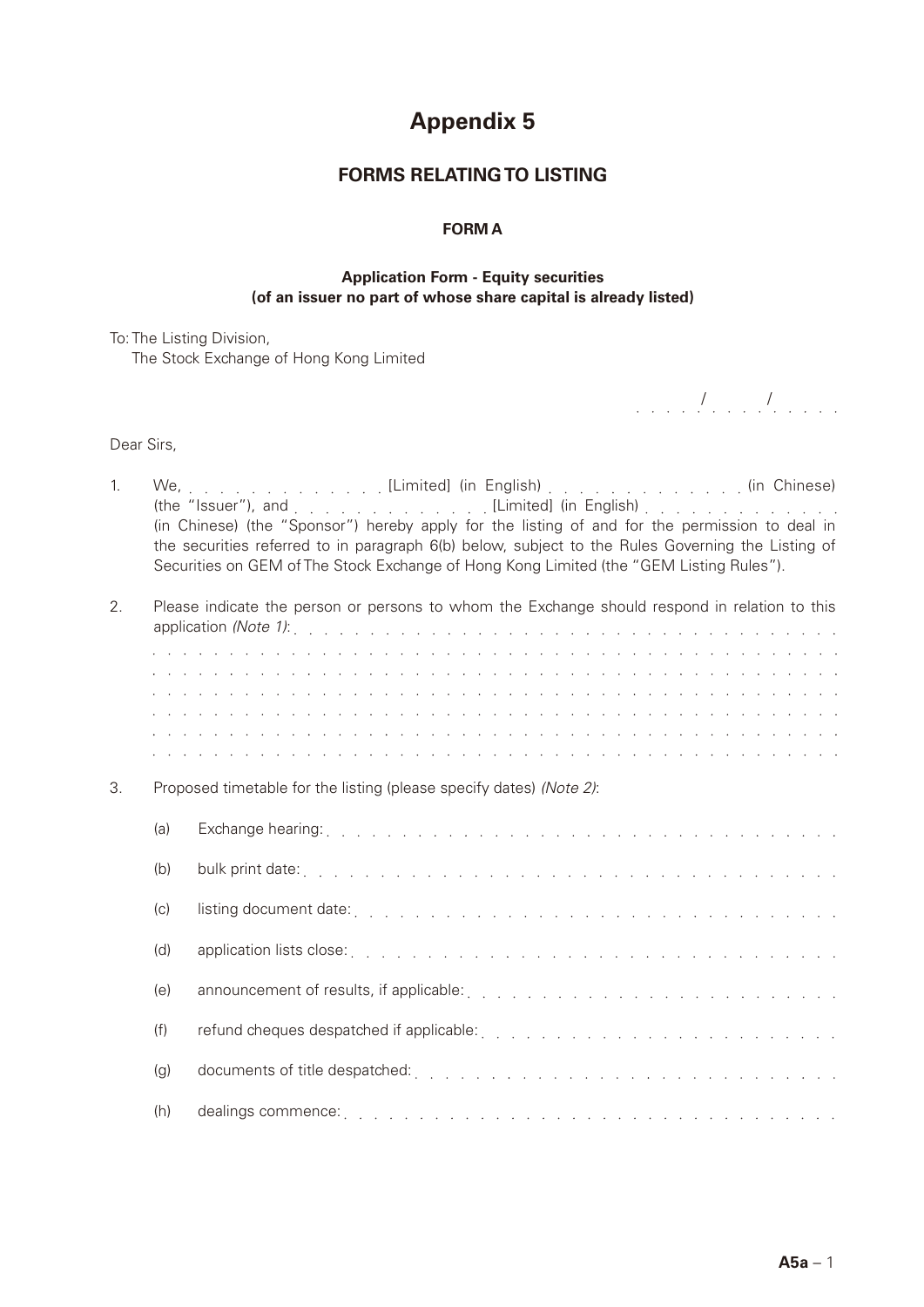# Appendix 5

## FORMS RELATING TO LISTING

### FORM A

**Application Form - Equity securities**
**(of an issuer no part of whose share capital is already listed)**

To: The Listing Division,
The Stock Exchange of Hong Kong Limited

. . . . . / . . . . / . . . . .

Dear Sirs,

1. We, . . . . . . . . . . . . . . [Limited] (in English) . . . . . . . . . . . . . . (in Chinese) (the "Issuer"), and . . . . . . . . . . . . . . [Limited] (in English) . . . . . . . . . . . . . . (in Chinese) (the "Sponsor") hereby apply for the listing of and for the permission to deal in the securities referred to in paragraph 6(b) below, subject to the Rules Governing the Listing of Securities on GEM of The Stock Exchange of Hong Kong Limited (the "GEM Listing Rules").

2. Please indicate the person or persons to whom the Exchange should respond in relation to this application *(Note 1)*: . . . . . . . . . . . . . . . . . . . . . . . . . . . . . . . . . . . . . . . . .
. . . . . . . . . . . . . . . . . . . . . . . . . . . . . . . . . . . . . . . . . . . . . . . . . . . . .
. . . . . . . . . . . . . . . . . . . . . . . . . . . . . . . . . . . . . . . . . . . . . . . . . . . . .
. . . . . . . . . . . . . . . . . . . . . . . . . . . . . . . . . . . . . . . . . . . . . . . . . . . . .
. . . . . . . . . . . . . . . . . . . . . . . . . . . . . . . . . . . . . . . . . . . . . . . . . . . . .
. . . . . . . . . . . . . . . . . . . . . . . . . . . . . . . . . . . . . . . . . . . . . . . . . . . . .
. . . . . . . . . . . . . . . . . . . . . . . . . . . . . . . . . . . . . . . . . . . . . . . . . . . . .

3. Proposed timetable for the listing (please specify dates) *(Note 2)*:

   (a) Exchange hearing: . . . . . . . . . . . . . . . . . . . . . . . . . . . . . . . . . . . . . .

   (b) bulk print date: . . . . . . . . . . . . . . . . . . . . . . . . . . . . . . . . . . . . . . .

   (c) listing document date: . . . . . . . . . . . . . . . . . . . . . . . . . . . . . . . . . .

   (d) application lists close: . . . . . . . . . . . . . . . . . . . . . . . . . . . . . . . . . .

   (e) announcement of results, if applicable: . . . . . . . . . . . . . . . . . . . . . . . . .

   (f) refund cheques despatched if applicable: . . . . . . . . . . . . . . . . . . . . . . . .

   (g) documents of title despatched: . . . . . . . . . . . . . . . . . . . . . . . . . . . . . .

   (h) dealings commence: . . . . . . . . . . . . . . . . . . . . . . . . . . . . . . . . . . . . .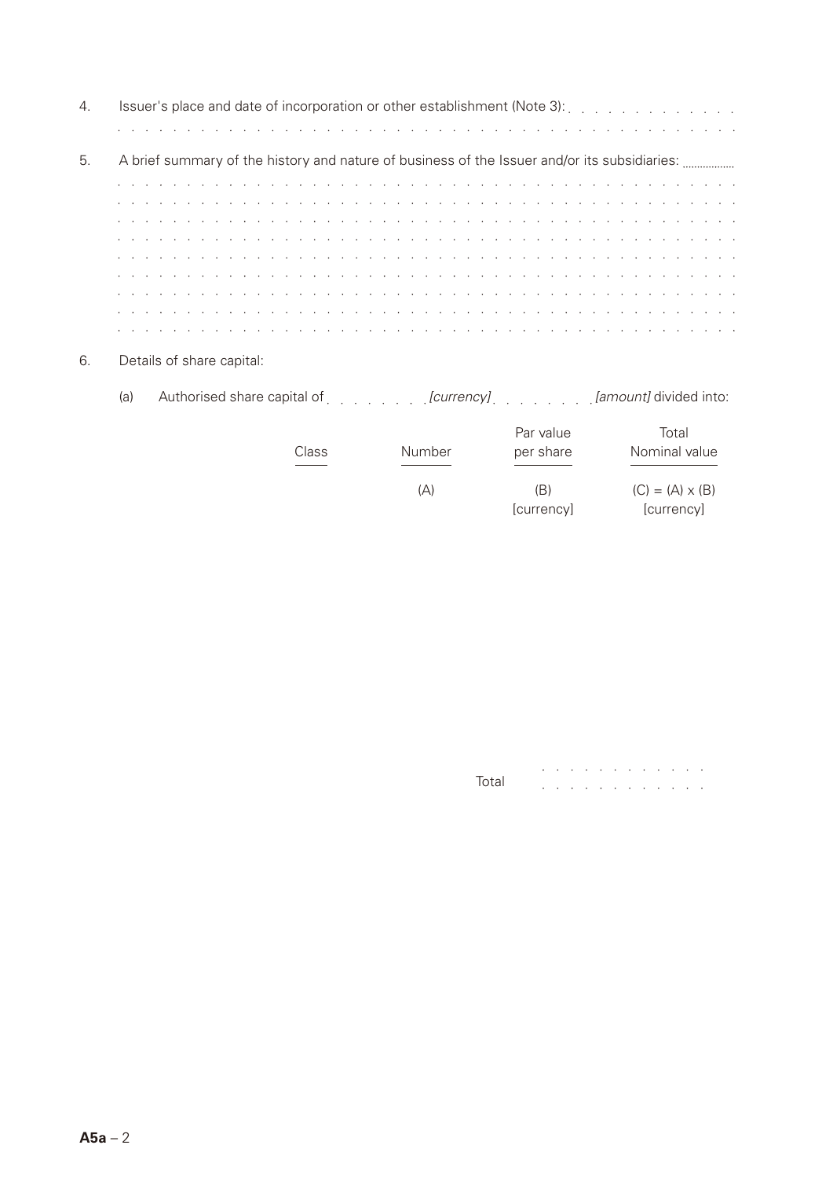4. Issuer's place and date of incorporation or other establishment (Note 3): . . . . . . . . . . . . . .
. . . . . . . . . . . . . . . . . . . . . . . . . . . . . . . . . . . . . . . . . . . . . . . . . . .

5. A brief summary of the history and nature of business of the Issuer and/or its subsidiaries: ..................
. . . . . . . . . . . . . . . . . . . . . . . . . . . . . . . . . . . . . . . . . . . . . . . . . . .
. . . . . . . . . . . . . . . . . . . . . . . . . . . . . . . . . . . . . . . . . . . . . . . . . . .
. . . . . . . . . . . . . . . . . . . . . . . . . . . . . . . . . . . . . . . . . . . . . . . . . . .
. . . . . . . . . . . . . . . . . . . . . . . . . . . . . . . . . . . . . . . . . . . . . . . . . . .
. . . . . . . . . . . . . . . . . . . . . . . . . . . . . . . . . . . . . . . . . . . . . . . . . . .
. . . . . . . . . . . . . . . . . . . . . . . . . . . . . . . . . . . . . . . . . . . . . . . . . . .
. . . . . . . . . . . . . . . . . . . . . . . . . . . . . . . . . . . . . . . . . . . . . . . . . . .
. . . . . . . . . . . . . . . . . . . . . . . . . . . . . . . . . . . . . . . . . . . . . . . . . . .
. . . . . . . . . . . . . . . . . . . . . . . . . . . . . . . . . . . . . . . . . . . . . . . . . . .

6. Details of share capital:

(a) Authorised share capital of . . . . . . . . *[currency]* . . . . . . . . *[amount]* divided into:

| Class | Number | Par value per share | Total Nominal value |
|---|---|---|---|
| | (A) | (B) [currency] | (C) = (A) x (B) [currency] |
| | | | |
| | | Total | . . . . . . . . . . . . |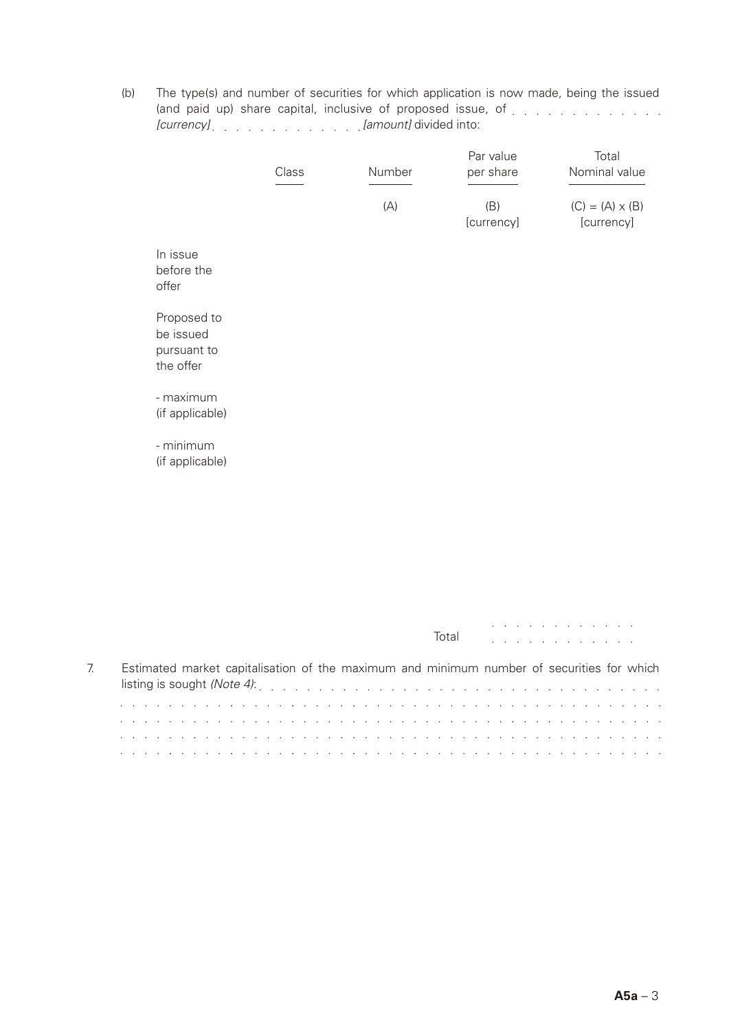(b) The type(s) and number of securities for which application is now made, being the issued (and paid up) share capital, inclusive of proposed issue, of . . . . . . . . . . . . . *[currency]* . . . . . . . . . . . . *[amount]* divided into:

| | Class | Number | Par value per share | Total Nominal value |
|---|---|---|---|---|
| | | (A) | (B) [currency] | (C) = (A) x (B) [currency] |
| In issue before the offer | | | | |
| Proposed to be issued pursuant to the offer | | | | |
| - maximum (if applicable) | | | | |
| - minimum (if applicable) | | | | |
| | | | Total | . . . . . . . . . . . . |

7. Estimated market capitalisation of the maximum and minimum number of securities for which listing is sought *(Note 4)*: . . . . . . . . . . . . . . . . . . . . . . . . . . . . . . . . .
. . . . . . . . . . . . . . . . . . . . . . . . . . . . . . . . . . . . . . . . . . . . . . . . . .
. . . . . . . . . . . . . . . . . . . . . . . . . . . . . . . . . . . . . . . . . . . . . . . . . .
. . . . . . . . . . . . . . . . . . . . . . . . . . . . . . . . . . . . . . . . . . . . . . . . . .
. . . . . . . . . . . . . . . . . . . . . . . . . . . . . . . . . . . . . . . . . . . . . . . . . .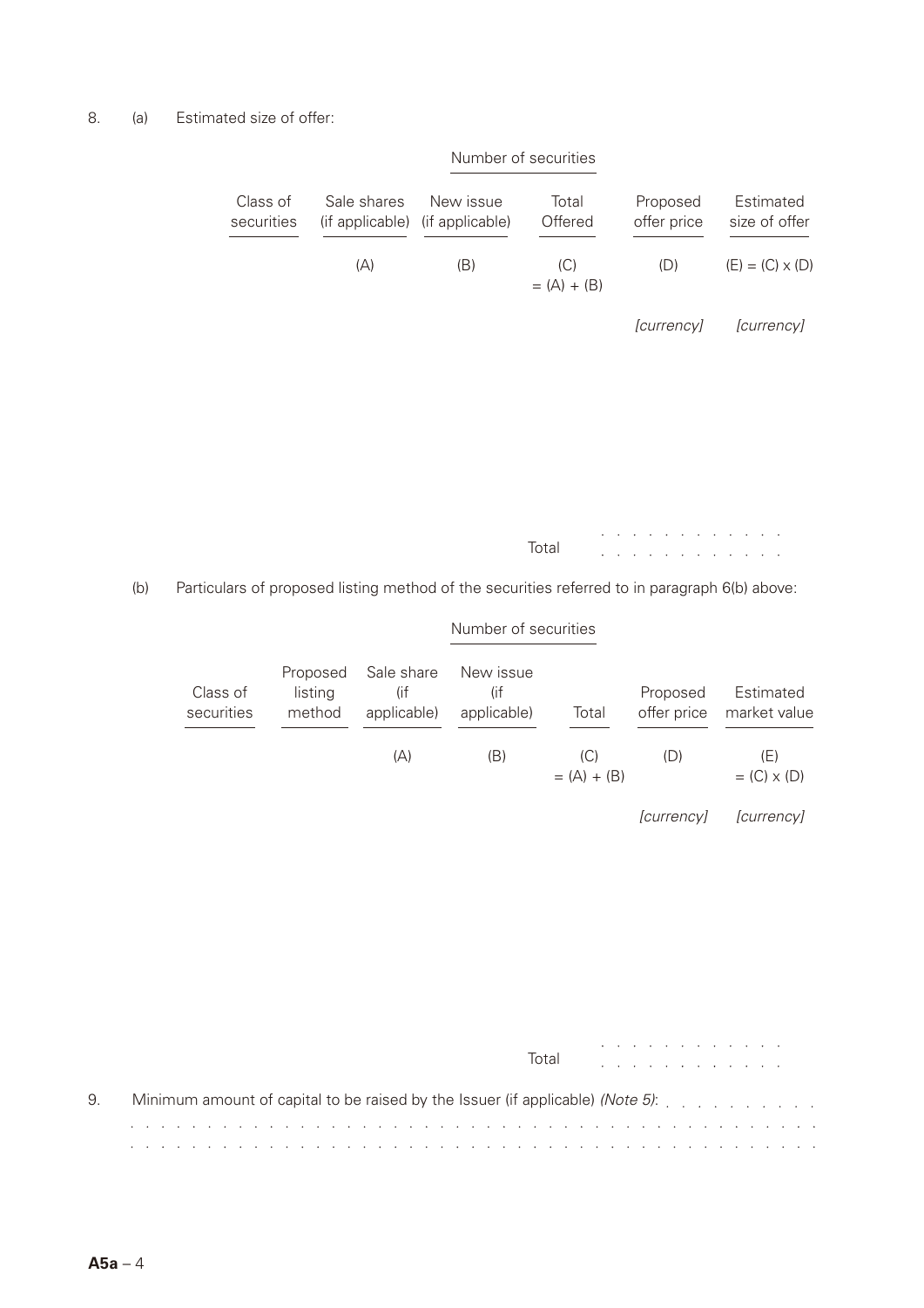8. (a) Estimated size of offer:

| | Number of securities | | | | |
|---|---|---|---|---|---|
| Class of securities | Sale shares (if applicable) | New issue (if applicable) | Total Offered | Proposed offer price | Estimated size of offer |
| | (A) | (B) | (C) = (A) + (B) | (D) | (E) = (C) x (D) |
| | | | | *[currency]* | *[currency]* |
| | | | | Total | . . . . . . . . . . . . |

(b) Particulars of proposed listing method of the securities referred to in paragraph 6(b) above:

| | | Number of securities | | | | |
|---|---|---|---|---|---|---|
| Class of securities | Proposed listing method | Sale share (if applicable) | New issue (if applicable) | Total | Proposed offer price | Estimated market value |
| | | (A) | (B) | (C) = (A) + (B) | (D) | (E) = (C) x (D) |
| | | | | | *[currency]* | *[currency]* |
| | | | | | Total | . . . . . . . . . . . . |

9. Minimum amount of capital to be raised by the Issuer (if applicable) *(Note 5)*: . . . . . . . . . .
. . . . . . . . . . . . . . . . . . . . . . . . . . . . . . . . . . . . . . . . . . . . . . . .
. . . . . . . . . . . . . . . . . . . . . . . . . . . . . . . . . . . . . . . . . . . . . . . .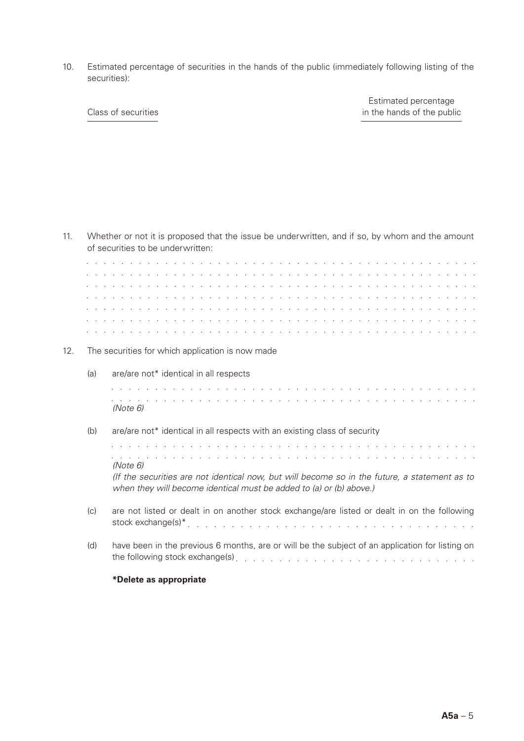10. Estimated percentage of securities in the hands of the public (immediately following listing of the securities):

| Class of securities | Estimated percentage in the hands of the public |
| --- | --- |
| | |

11. Whether or not it is proposed that the issue be underwritten, and if so, by whom and the amount of securities to be underwritten:

. . . . . . . . . . . . . . . . . . . . . . . . . . . . . . . . . . . . . . . . . . . . . . . .

. . . . . . . . . . . . . . . . . . . . . . . . . . . . . . . . . . . . . . . . . . . . . . . .

. . . . . . . . . . . . . . . . . . . . . . . . . . . . . . . . . . . . . . . . . . . . . . . .

. . . . . . . . . . . . . . . . . . . . . . . . . . . . . . . . . . . . . . . . . . . . . . . .

. . . . . . . . . . . . . . . . . . . . . . . . . . . . . . . . . . . . . . . . . . . . . . . .

. . . . . . . . . . . . . . . . . . . . . . . . . . . . . . . . . . . . . . . . . . . . . . . .

. . . . . . . . . . . . . . . . . . . . . . . . . . . . . . . . . . . . . . . . . . . . . . . .

12. The securities for which application is now made

    (a) are/are not* identical in all respects

    . . . . . . . . . . . . . . . . . . . . . . . . . . . . . . . . . . . . . . . . . . . . .

    . . . . . . . . . . . . . . . . . . . . . . . . . . . . . . . . . . . . . . . . . . . . .

    *(Note 6)*

    (b) are/are not* identical in all respects with an existing class of security

    . . . . . . . . . . . . . . . . . . . . . . . . . . . . . . . . . . . . . . . . . . . . .

    . . . . . . . . . . . . . . . . . . . . . . . . . . . . . . . . . . . . . . . . . . . . .

    *(Note 6)*

    *(If the securities are not identical now, but will become so in the future, a statement as to when they will become identical must be added to (a) or (b) above.)*

    (c) are not listed or dealt in on another stock exchange/are listed or dealt in on the following stock exchange(s)* . . . . . . . . . . . . . . . . . . . . . . . . . . . . . . . .

    (d) have been in the previous 6 months, are or will be the subject of an application for listing on the following stock exchange(s) . . . . . . . . . . . . . . . . . . . . . . . . . . .

    **\*Delete as appropriate**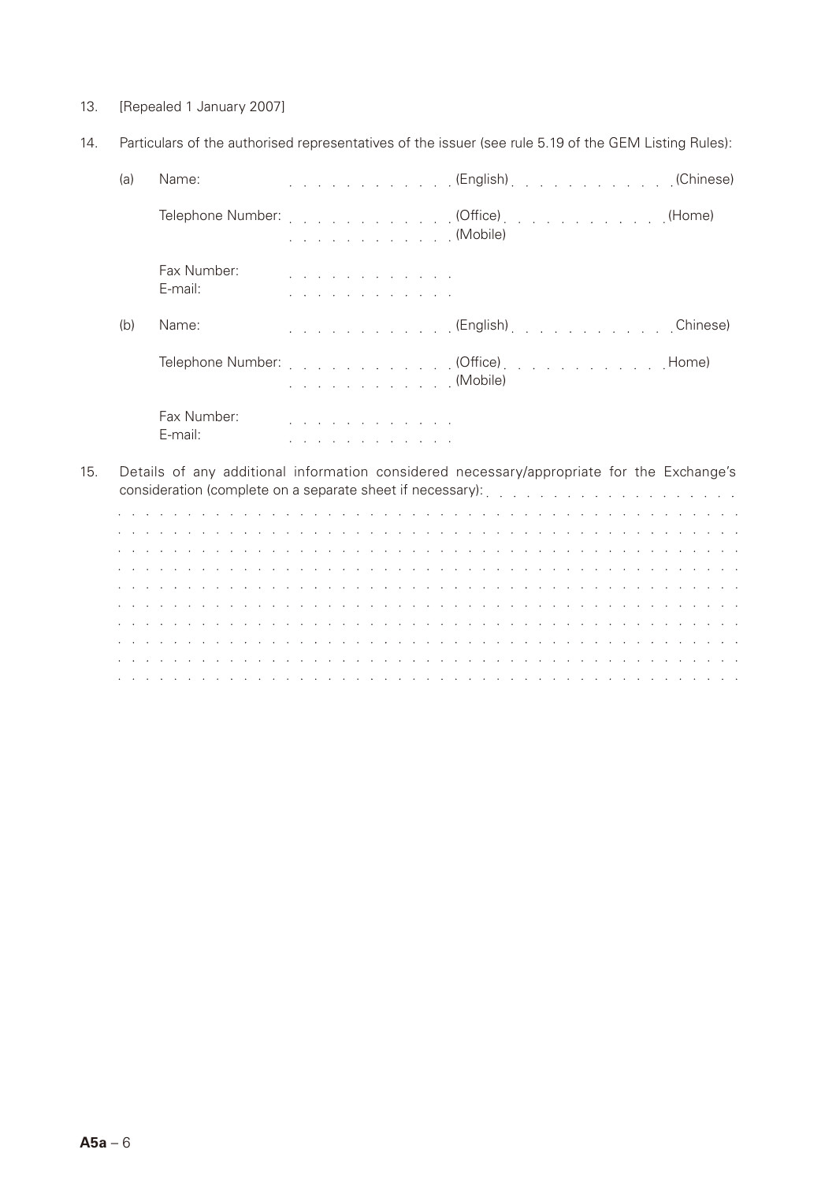13. [Repealed 1 January 2007]

14. Particulars of the authorised representatives of the issuer (see rule 5.19 of the GEM Listing Rules):

    (a) Name: . . . . . . . . . . . . . (English) . . . . . . . . . . . . (Chinese)

    Telephone Number: . . . . . . . . . . . . . (Office) . . . . . . . . . . . . (Home)
    . . . . . . . . . . . . . (Mobile)

    Fax Number: . . . . . . . . . . . . .

    E-mail: . . . . . . . . . . . . .

    (b) Name: . . . . . . . . . . . . . (English) . . . . . . . . . . . . Chinese)

    Telephone Number: . . . . . . . . . . . . . (Office) . . . . . . . . . . . . Home)
    . . . . . . . . . . . . . (Mobile)

    Fax Number: . . . . . . . . . . . . .

    E-mail: . . . . . . . . . . . . .

15. Details of any additional information considered necessary/appropriate for the Exchange's consideration (complete on a separate sheet if necessary): . . . . . . . . . . . . . . . . . .

. . . . . . . . . . . . . . . . . . . . . . . . . . . . . . . . . . . . . . . . . . . . . . . . . .

. . . . . . . . . . . . . . . . . . . . . . . . . . . . . . . . . . . . . . . . . . . . . . . . .

. . . . . . . . . . . . . . . . . . . . . . . . . . . . . . . . . . . . . . . . . . . . . . . . .

. . . . . . . . . . . . . . . . . . . . . . . . . . . . . . . . . . . . . . . . . . . . . . . . .

. . . . . . . . . . . . . . . . . . . . . . . . . . . . . . . . . . . . . . . . . . . . . . . . .

. . . . . . . . . . . . . . . . . . . . . . . . . . . . . . . . . . . . . . . . . . . . . . . . .

. . . . . . . . . . . . . . . . . . . . . . . . . . . . . . . . . . . . . . . . . . . . . . . . .

. . . . . . . . . . . . . . . . . . . . . . . . . . . . . . . . . . . . . . . . . . . . . . . . .

. . . . . . . . . . . . . . . . . . . . . . . . . . . . . . . . . . . . . . . . . . . . . . . . .

. . . . . . . . . . . . . . . . . . . . . . . . . . . . . . . . . . . . . . . . . . . . . . . . .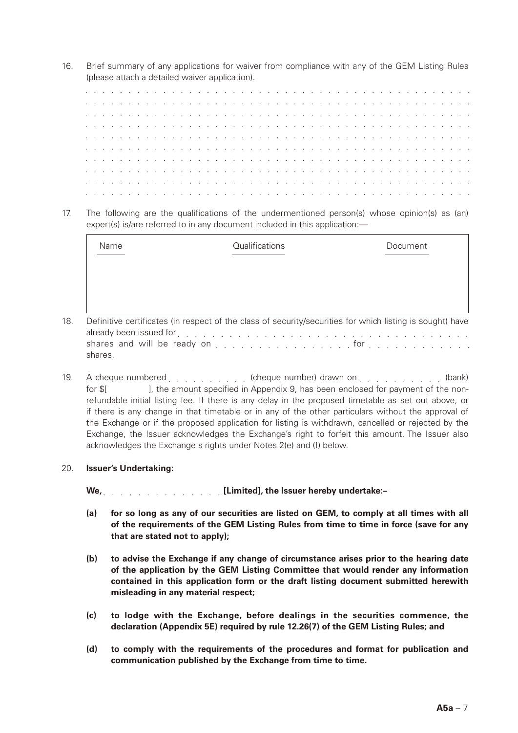16. Brief summary of any applications for waiver from compliance with any of the GEM Listing Rules (please attach a detailed waiver application).

. . . . . . . . . . . . . . . . . . . . . . . . . . . . . . . . . . . . . . . . . . . . . . . .
. . . . . . . . . . . . . . . . . . . . . . . . . . . . . . . . . . . . . . . . . . . . . . . .
. . . . . . . . . . . . . . . . . . . . . . . . . . . . . . . . . . . . . . . . . . . . . . . .
. . . . . . . . . . . . . . . . . . . . . . . . . . . . . . . . . . . . . . . . . . . . . . . .
. . . . . . . . . . . . . . . . . . . . . . . . . . . . . . . . . . . . . . . . . . . . . . . .
. . . . . . . . . . . . . . . . . . . . . . . . . . . . . . . . . . . . . . . . . . . . . . . .
. . . . . . . . . . . . . . . . . . . . . . . . . . . . . . . . . . . . . . . . . . . . . . . .
. . . . . . . . . . . . . . . . . . . . . . . . . . . . . . . . . . . . . . . . . . . . . . . .
. . . . . . . . . . . . . . . . . . . . . . . . . . . . . . . . . . . . . . . . . . . . . . . .
. . . . . . . . . . . . . . . . . . . . . . . . . . . . . . . . . . . . . . . . . . . . . . . .

17. The following are the qualifications of the undermentioned person(s) whose opinion(s) as (an) expert(s) is/are referred to in any document included in this application:—

| Name | Qualifications | Document |
|---|---|---|
| | | |

18. Definitive certificates (in respect of the class of security/securities for which listing is sought) have already been issued for . . . . . . . . . . . . . . . . . . . . . . . . . . . . . . . shares and will be ready on . . . . . . . . . . . . . . . . for . . . . . . . . . . . . shares.

19. A cheque numbered . . . . . . . . . . (cheque number) drawn on . . . . . . . . . . (bank) for $[ ], the amount specified in Appendix 9, has been enclosed for payment of the non-refundable initial listing fee. If there is any delay in the proposed timetable as set out above, or if there is any change in that timetable or in any of the other particulars without the approval of the Exchange or if the proposed application for listing is withdrawn, cancelled or rejected by the Exchange, the Issuer acknowledges the Exchange's right to forfeit this amount. The Issuer also acknowledges the Exchange's rights under Notes 2(e) and (f) below.

20. **Issuer's Undertaking:**

**We,** . . . . . . . . . . . . . . **[Limited], the Issuer hereby undertake:–**

**(a) for so long as any of our securities are listed on GEM, to comply at all times with all of the requirements of the GEM Listing Rules from time to time in force (save for any that are stated not to apply);**

**(b) to advise the Exchange if any change of circumstance arises prior to the hearing date of the application by the GEM Listing Committee that would render any information contained in this application form or the draft listing document submitted herewith misleading in any material respect;**

**(c) to lodge with the Exchange, before dealings in the securities commence, the declaration (Appendix 5E) required by rule 12.26(7) of the GEM Listing Rules; and**

**(d) to comply with the requirements of the procedures and format for publication and communication published by the Exchange from time to time.**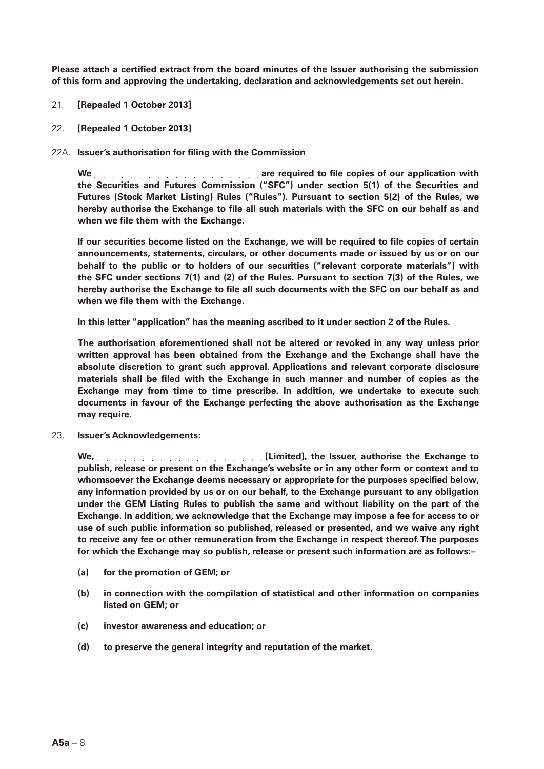**Please attach a certified extract from the board minutes of the Issuer authorising the submission of this form and approving the undertaking, declaration and acknowledgements set out herein.**

21. **[Repealed 1 October 2013]**

22. **[Repealed 1 October 2013]**

22A. **Issuer's authorisation for filing with the Commission**

**We ....................... are required to file copies of our application with the Securities and Futures Commission ("SFC") under section 5(1) of the Securities and Futures (Stock Market Listing) Rules ("Rules"). Pursuant to section 5(2) of the Rules, we hereby authorise the Exchange to file all such materials with the SFC on our behalf as and when we file them with the Exchange.**

**If our securities become listed on the Exchange, we will be required to file copies of certain announcements, statements, circulars, or other documents made or issued by us or on our behalf to the public or to holders of our securities ("relevant corporate materials") with the SFC under sections 7(1) and (2) of the Rules. Pursuant to section 7(3) of the Rules, we hereby authorise the Exchange to file all such documents with the SFC on our behalf as and when we file them with the Exchange.**

**In this letter "application" has the meaning ascribed to it under section 2 of the Rules.**

**The authorisation aforementioned shall not be altered or revoked in any way unless prior written approval has been obtained from the Exchange and the Exchange shall have the absolute discretion to grant such approval. Applications and relevant corporate disclosure materials shall be filed with the Exchange in such manner and number of copies as the Exchange may from time to time prescribe. In addition, we undertake to execute such documents in favour of the Exchange perfecting the above authorisation as the Exchange may require.**

23. **Issuer's Acknowledgements:**

**We, ....................... [Limited], the Issuer, authorise the Exchange to publish, release or present on the Exchange's website or in any other form or context and to whomsoever the Exchange deems necessary or appropriate for the purposes specified below, any information provided by us or on our behalf, to the Exchange pursuant to any obligation under the GEM Listing Rules to publish the same and without liability on the part of the Exchange. In addition, we acknowledge that the Exchange may impose a fee for access to or use of such public information so published, released or presented, and we waive any right to receive any fee or other remuneration from the Exchange in respect thereof. The purposes for which the Exchange may so publish, release or present such information are as follows:–**

- **(a) for the promotion of GEM; or**
- **(b) in connection with the compilation of statistical and other information on companies listed on GEM; or**
- **(c) investor awareness and education; or**
- **(d) to preserve the general integrity and reputation of the market.**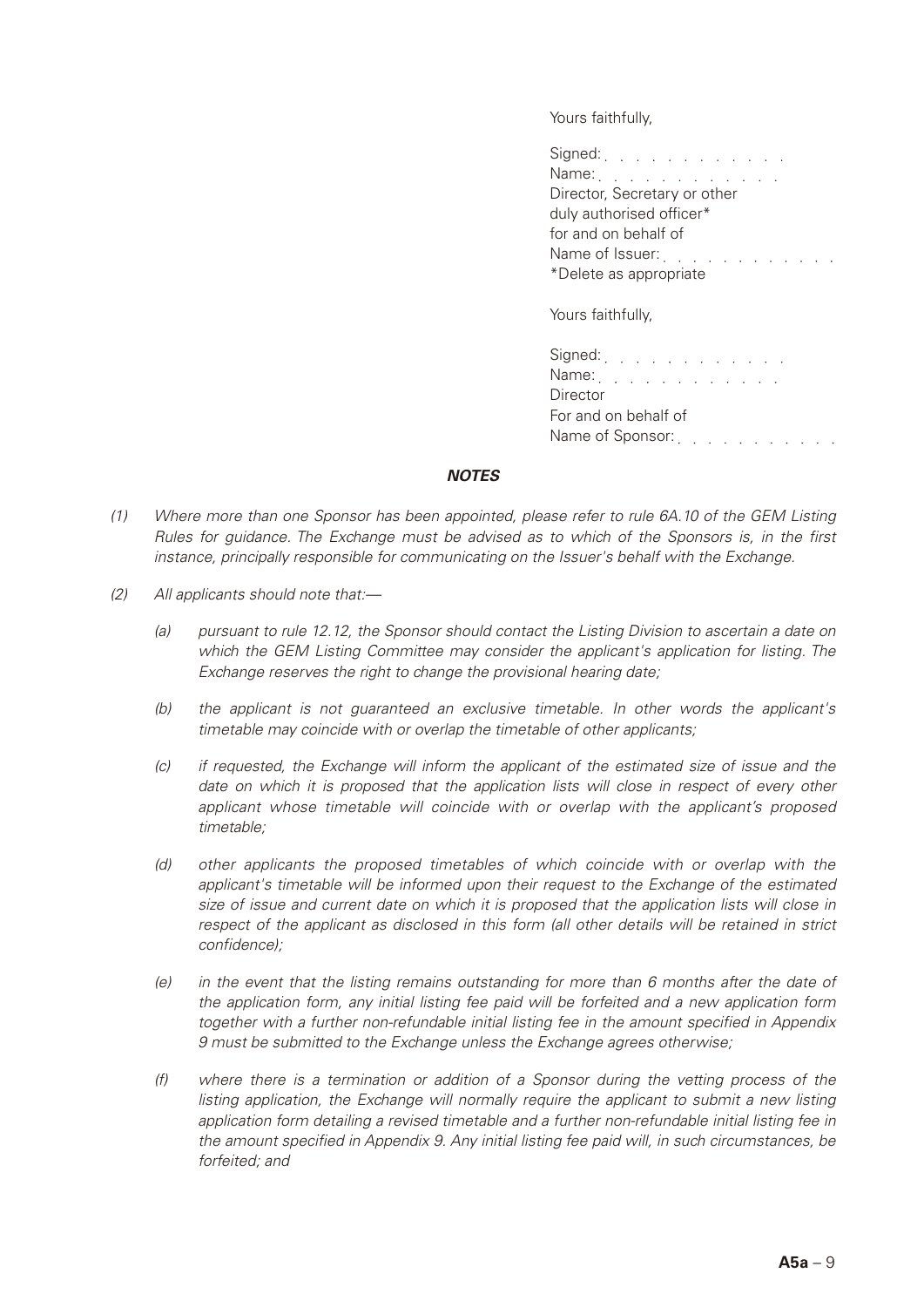Yours faithfully,

Signed: . . . . . . . . . . . .
Name: . . . . . . . . . . . .
Director, Secretary or other
duly authorised officer*
for and on behalf of
Name of Issuer: . . . . . . . . . . .
*Delete as appropriate

Yours faithfully,

Signed: . . . . . . . . . . . .
Name: . . . . . . . . . . . .
Director
For and on behalf of
Name of Sponsor: . . . . . . . . . .

***NOTES***

*(1) Where more than one Sponsor has been appointed, please refer to rule 6A.10 of the GEM Listing Rules for guidance. The Exchange must be advised as to which of the Sponsors is, in the first instance, principally responsible for communicating on the Issuer's behalf with the Exchange.*

*(2) All applicants should note that:—*

*(a) pursuant to rule 12.12, the Sponsor should contact the Listing Division to ascertain a date on which the GEM Listing Committee may consider the applicant's application for listing. The Exchange reserves the right to change the provisional hearing date;*

*(b) the applicant is not guaranteed an exclusive timetable. In other words the applicant's timetable may coincide with or overlap the timetable of other applicants;*

*(c) if requested, the Exchange will inform the applicant of the estimated size of issue and the date on which it is proposed that the application lists will close in respect of every other applicant whose timetable will coincide with or overlap with the applicant's proposed timetable;*

*(d) other applicants the proposed timetables of which coincide with or overlap with the applicant's timetable will be informed upon their request to the Exchange of the estimated size of issue and current date on which it is proposed that the application lists will close in respect of the applicant as disclosed in this form (all other details will be retained in strict confidence);*

*(e) in the event that the listing remains outstanding for more than 6 months after the date of the application form, any initial listing fee paid will be forfeited and a new application form together with a further non-refundable initial listing fee in the amount specified in Appendix 9 must be submitted to the Exchange unless the Exchange agrees otherwise;*

*(f) where there is a termination or addition of a Sponsor during the vetting process of the listing application, the Exchange will normally require the applicant to submit a new listing application form detailing a revised timetable and a further non-refundable initial listing fee in the amount specified in Appendix 9. Any initial listing fee paid will, in such circumstances, be forfeited; and*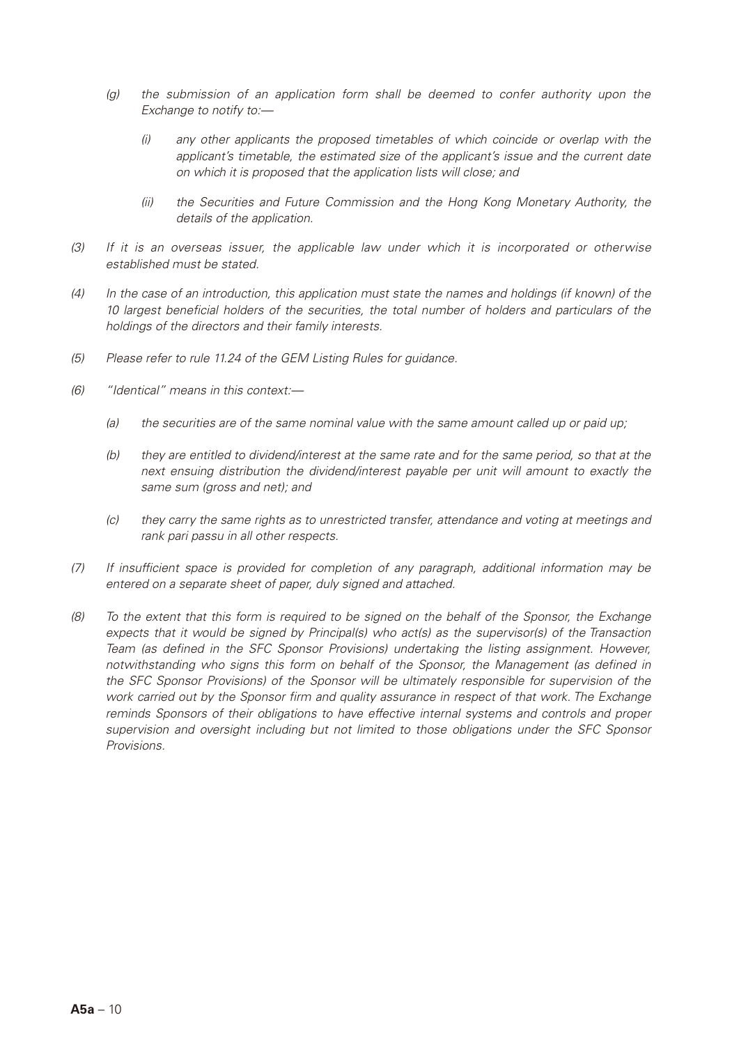*(g) the submission of an application form shall be deemed to confer authority upon the Exchange to notify to:—*

*(i) any other applicants the proposed timetables of which coincide or overlap with the applicant's timetable, the estimated size of the applicant's issue and the current date on which it is proposed that the application lists will close; and*

*(ii) the Securities and Future Commission and the Hong Kong Monetary Authority, the details of the application.*

*(3) If it is an overseas issuer, the applicable law under which it is incorporated or otherwise established must be stated.*

*(4) In the case of an introduction, this application must state the names and holdings (if known) of the 10 largest beneficial holders of the securities, the total number of holders and particulars of the holdings of the directors and their family interests.*

*(5) Please refer to rule 11.24 of the GEM Listing Rules for guidance.*

*(6) "Identical" means in this context:—*

*(a) the securities are of the same nominal value with the same amount called up or paid up;*

*(b) they are entitled to dividend/interest at the same rate and for the same period, so that at the next ensuing distribution the dividend/interest payable per unit will amount to exactly the same sum (gross and net); and*

*(c) they carry the same rights as to unrestricted transfer, attendance and voting at meetings and rank pari passu in all other respects.*

*(7) If insufficient space is provided for completion of any paragraph, additional information may be entered on a separate sheet of paper, duly signed and attached.*

*(8) To the extent that this form is required to be signed on the behalf of the Sponsor, the Exchange expects that it would be signed by Principal(s) who act(s) as the supervisor(s) of the Transaction Team (as defined in the SFC Sponsor Provisions) undertaking the listing assignment. However, notwithstanding who signs this form on behalf of the Sponsor, the Management (as defined in the SFC Sponsor Provisions) of the Sponsor will be ultimately responsible for supervision of the work carried out by the Sponsor firm and quality assurance in respect of that work. The Exchange reminds Sponsors of their obligations to have effective internal systems and controls and proper supervision and oversight including but not limited to those obligations under the SFC Sponsor Provisions.*